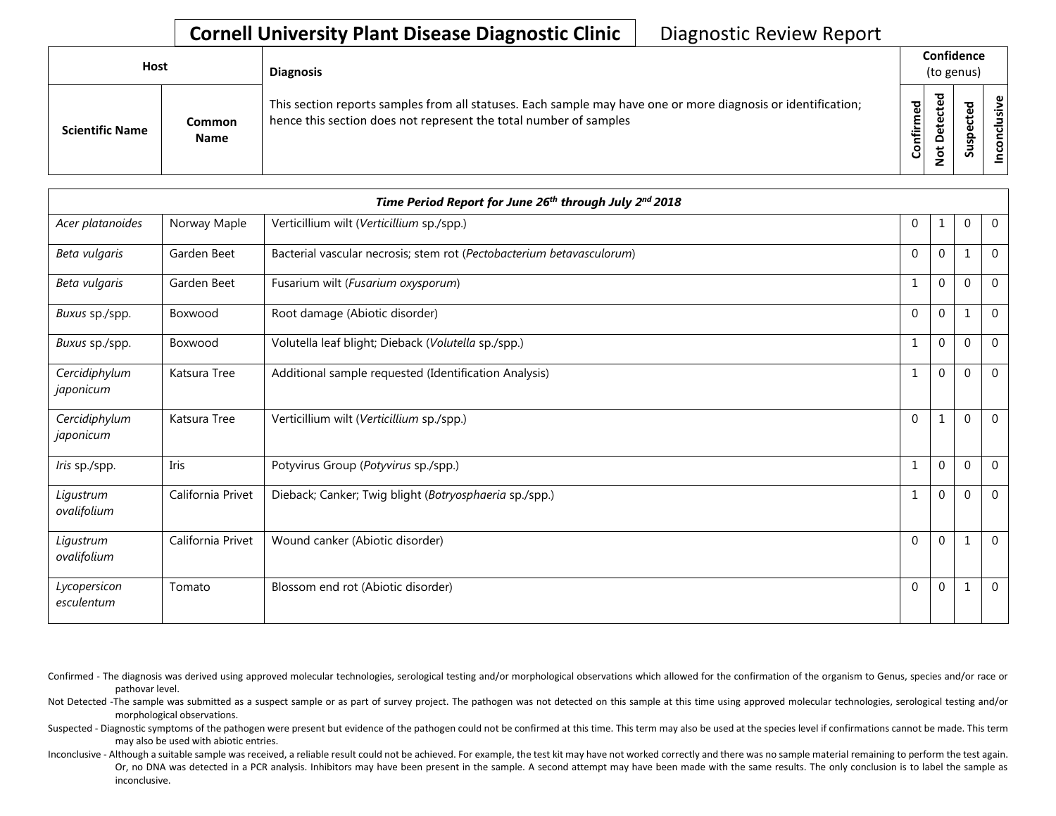# Cornell University Plant Disease Diagnostic Clinic

Diagnostic Review Report

| Host | | Diagnosis | Confidence (to genus) | | | |
|---|---|---|---|---|---|---|
| Scientific Name | Common Name | This section reports samples from all statuses. Each sample may have one or more diagnosis or identification; hence this section does not represent the total number of samples | Confirmed | Not Detected | Suspected | Inconclusive |
| ***Time Period Report for June 26th through July 2nd 2018*** | | | | | | |
| *Acer platanoides* | Norway Maple | Verticillium wilt (*Verticillium* sp./spp.) | 0 | 1 | 0 | 0 |
| *Beta vulgaris* | Garden Beet | Bacterial vascular necrosis; stem rot (*Pectobacterium betavasculorum*) | 0 | 0 | 1 | 0 |
| *Beta vulgaris* | Garden Beet | Fusarium wilt (*Fusarium oxysporum*) | 1 | 0 | 0 | 0 |
| *Buxus* sp./spp. | Boxwood | Root damage (Abiotic disorder) | 0 | 0 | 1 | 0 |
| *Buxus* sp./spp. | Boxwood | Volutella leaf blight; Dieback (*Volutella* sp./spp.) | 1 | 0 | 0 | 0 |
| *Cercidiphylum japonicum* | Katsura Tree | Additional sample requested (Identification Analysis) | 1 | 0 | 0 | 0 |
| *Cercidiphylum japonicum* | Katsura Tree | Verticillium wilt (*Verticillium* sp./spp.) | 0 | 1 | 0 | 0 |
| *Iris* sp./spp. | Iris | Potyvirus Group (*Potyvirus* sp./spp.) | 1 | 0 | 0 | 0 |
| *Ligustrum ovalifolium* | California Privet | Dieback; Canker; Twig blight (*Botryosphaeria* sp./spp.) | 1 | 0 | 0 | 0 |
| *Ligustrum ovalifolium* | California Privet | Wound canker (Abiotic disorder) | 0 | 0 | 1 | 0 |
| *Lycopersicon esculentum* | Tomato | Blossom end rot (Abiotic disorder) | 0 | 0 | 1 | 0 |

Confirmed - The diagnosis was derived using approved molecular technologies, serological testing and/or morphological observations which allowed for the confirmation of the organism to Genus, species and/or race or pathovar level.

Not Detected -The sample was submitted as a suspect sample or as part of survey project. The pathogen was not detected on this sample at this time using approved molecular technologies, serological testing and/or morphological observations.

Suspected - Diagnostic symptoms of the pathogen were present but evidence of the pathogen could not be confirmed at this time. This term may also be used at the species level if confirmations cannot be made. This term may also be used with abiotic entries.

Inconclusive - Although a suitable sample was received, a reliable result could not be achieved. For example, the test kit may have not worked correctly and there was no sample material remaining to perform the test again. Or, no DNA was detected in a PCR analysis. Inhibitors may have been present in the sample. A second attempt may have been made with the same results. The only conclusion is to label the sample as inconclusive.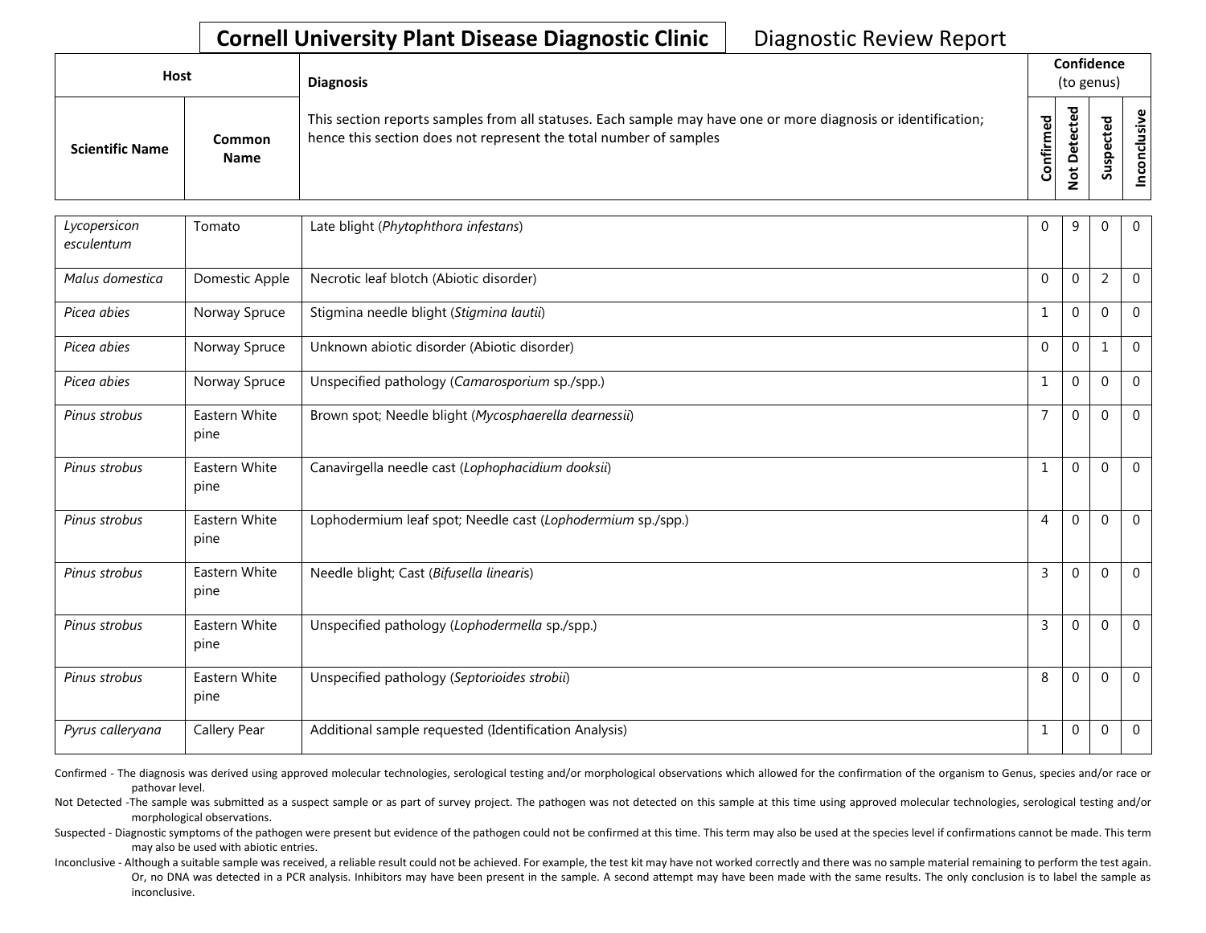**Cornell University Plant Disease Diagnostic Clinic** Diagnostic Review Report

| Host | | Diagnosis | Confidence (to genus) | | | |
|---|---|---|---|---|---|---|
| **Scientific Name** | **Common Name** | This section reports samples from all statuses. Each sample may have one or more diagnosis or identification; hence this section does not represent the total number of samples | **Confirmed** | **Not Detected** | **Suspected** | **Inconclusive** |
| *Lycopersicon esculentum* | Tomato | Late blight (*Phytophthora infestans*) | 0 | 9 | 0 | 0 |
| *Malus domestica* | Domestic Apple | Necrotic leaf blotch (Abiotic disorder) | 0 | 0 | 2 | 0 |
| *Picea abies* | Norway Spruce | Stigmina needle blight (*Stigmina lautii*) | 1 | 0 | 0 | 0 |
| *Picea abies* | Norway Spruce | Unknown abiotic disorder (Abiotic disorder) | 0 | 0 | 1 | 0 |
| *Picea abies* | Norway Spruce | Unspecified pathology (*Camarosporium* sp./spp.) | 1 | 0 | 0 | 0 |
| *Pinus strobus* | Eastern White pine | Brown spot; Needle blight (*Mycosphaerella dearnessii*) | 7 | 0 | 0 | 0 |
| *Pinus strobus* | Eastern White pine | Canavirgella needle cast (*Lophophacidium dooksii*) | 1 | 0 | 0 | 0 |
| *Pinus strobus* | Eastern White pine | Lophodermium leaf spot; Needle cast (*Lophodermium* sp./spp.) | 4 | 0 | 0 | 0 |
| *Pinus strobus* | Eastern White pine | Needle blight; Cast (*Bifusella linearis*) | 3 | 0 | 0 | 0 |
| *Pinus strobus* | Eastern White pine | Unspecified pathology (*Lophodermella* sp./spp.) | 3 | 0 | 0 | 0 |
| *Pinus strobus* | Eastern White pine | Unspecified pathology (*Septorioides strobi*) | 8 | 0 | 0 | 0 |
| *Pyrus calleryana* | Callery Pear | Additional sample requested (Identification Analysis) | 1 | 0 | 0 | 0 |

Confirmed - The diagnosis was derived using approved molecular technologies, serological testing and/or morphological observations which allowed for the confirmation of the organism to Genus, species and/or race or pathovar level.

Not Detected -The sample was submitted as a suspect sample or as part of survey project. The pathogen was not detected on this sample at this time using approved molecular technologies, serological testing and/or morphological observations.

Suspected - Diagnostic symptoms of the pathogen were present but evidence of the pathogen could not be confirmed at this time. This term may also be used at the species level if confirmations cannot be made. This term may also be used with abiotic entries.

Inconclusive - Although a suitable sample was received, a reliable result could not be achieved. For example, the test kit may have not worked correctly and there was no sample material remaining to perform the test again. Or, no DNA was detected in a PCR analysis. Inhibitors may have been present in the sample. A second attempt may have been made with the same results. The only conclusion is to label the sample as inconclusive.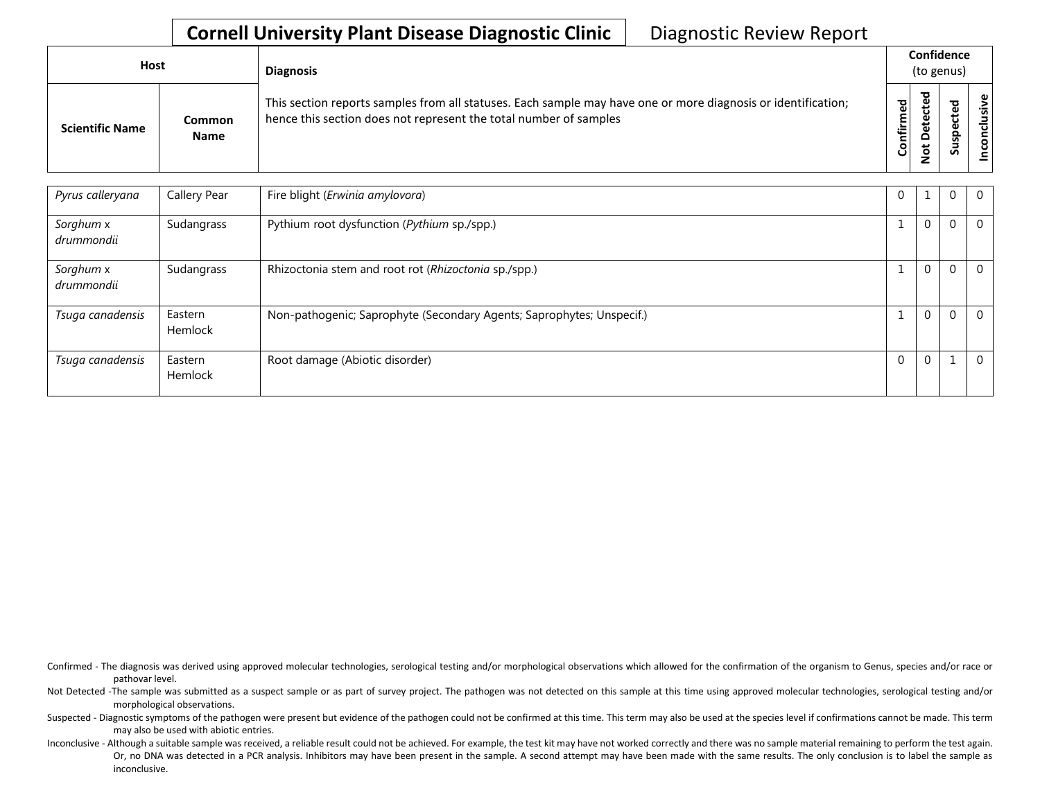# Cornell University Plant Disease Diagnostic Clinic

Diagnostic Review Report

| Host | | Diagnosis | Confidence (to genus) | | | |
|---|---|---|---|---|---|---|
| Scientific Name | Common Name | This section reports samples from all statuses. Each sample may have one or more diagnosis or identification; hence this section does not represent the total number of samples | Confirmed | Not Detected | Suspected | Inconclusive |
| *Pyrus calleryana* | Callery Pear | Fire blight (*Erwinia amylovora*) | 0 | 1 | 0 | 0 |
| *Sorghum* x *drummondii* | Sudangrass | Pythium root dysfunction (*Pythium* sp./spp.) | 1 | 0 | 0 | 0 |
| *Sorghum* x *drummondii* | Sudangrass | Rhizoctonia stem and root rot (*Rhizoctonia* sp./spp.) | 1 | 0 | 0 | 0 |
| *Tsuga canadensis* | Eastern Hemlock | Non-pathogenic; Saprophyte (Secondary Agents; Saprophytes; Unspecif.) | 1 | 0 | 0 | 0 |
| *Tsuga canadensis* | Eastern Hemlock | Root damage (Abiotic disorder) | 0 | 0 | 1 | 0 |

Confirmed - The diagnosis was derived using approved molecular technologies, serological testing and/or morphological observations which allowed for the confirmation of the organism to Genus, species and/or race or pathovar level.

Not Detected -The sample was submitted as a suspect sample or as part of survey project. The pathogen was not detected on this sample at this time using approved molecular technologies, serological testing and/or morphological observations.

Suspected - Diagnostic symptoms of the pathogen were present but evidence of the pathogen could not be confirmed at this time. This term may also be used at the species level if confirmations cannot be made. This term may also be used with abiotic entries.

Inconclusive - Although a suitable sample was received, a reliable result could not be achieved. For example, the test kit may have not worked correctly and there was no sample material remaining to perform the test again. Or, no DNA was detected in a PCR analysis. Inhibitors may have been present in the sample. A second attempt may have been made with the same results. The only conclusion is to label the sample as inconclusive.